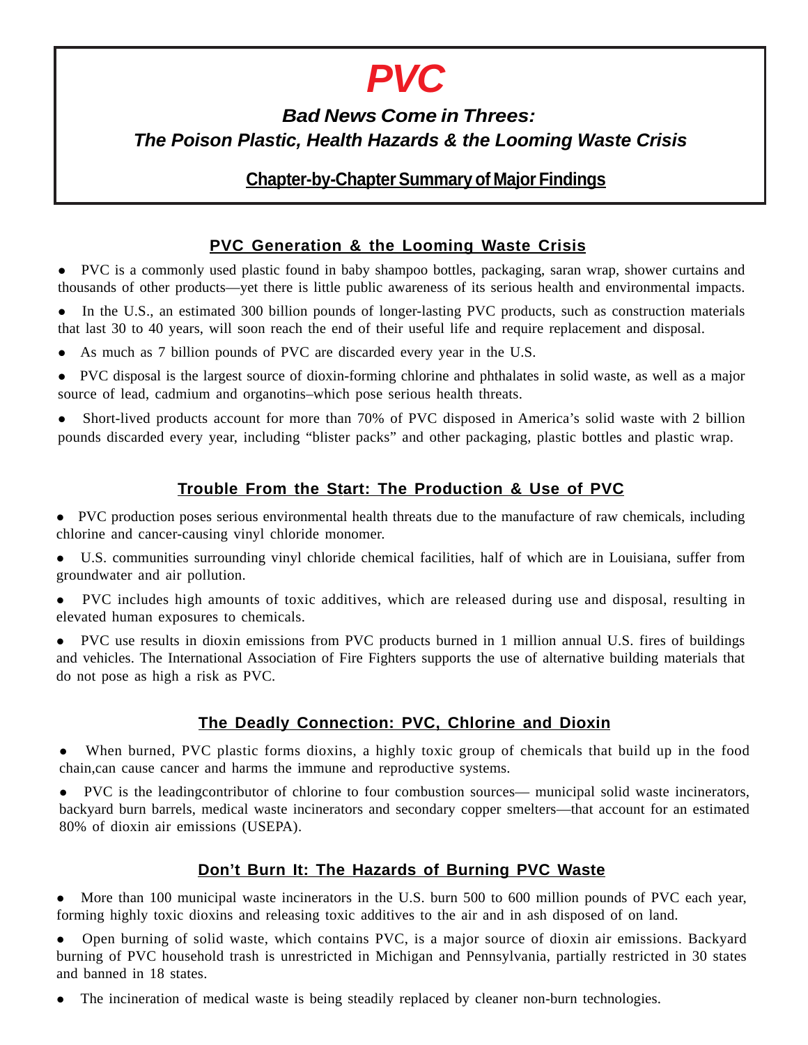# *PVC*

## *Bad News Come in Threes: The Poison Plastic, Health Hazards & the Looming Waste Crisis*

### Chapter-by-Chapter Summary of Major Findings

## PVC Generation & the Looming Waste Crisis

- PVC is a commonly used plastic found in baby shampoo bottles, packaging, saran wrap, shower curtains and thousands of other products—yet there is little public awareness of its serious health and environmental impacts.
- In the U.S., an estimated 300 billion pounds of longer-lasting PVC products, such as construction materials that last 30 to 40 years, will soon reach the end of their useful life and require replacement and disposal.
- As much as 7 billion pounds of PVC are discarded every year in the U.S.
- PVC disposal is the largest source of dioxin-forming chlorine and phthalates in solid waste, as well as a major source of lead, cadmium and organotins–which pose serious health threats.
- Short-lived products account for more than 70% of PVC disposed in America's solid waste with 2 billion pounds discarded every year, including "blister packs" and other packaging, plastic bottles and plastic wrap.

## Trouble From the Start: The Production & Use of PVC

- PVC production poses serious environmental health threats due to the manufacture of raw chemicals, including chlorine and cancer-causing vinyl chloride monomer.
- U.S. communities surrounding vinyl chloride chemical facilities, half of which are in Louisiana, suffer from groundwater and air pollution.
- PVC includes high amounts of toxic additives, which are released during use and disposal, resulting in elevated human exposures to chemicals.
- PVC use results in dioxin emissions from PVC products burned in 1 million annual U.S. fires of buildings and vehicles. The International Association of Fire Fighters supports the use of alternative building materials that do not pose as high a risk as PVC.

## The Deadly Connection: PVC, Chlorine and Dioxin

- When burned, PVC plastic forms dioxins, a highly toxic group of chemicals that build up in the food chain,can cause cancer and harms the immune and reproductive systems.
- PVC is the leadingcontributor of chlorine to four combustion sources— municipal solid waste incinerators, backyard burn barrels, medical waste incinerators and secondary copper smelters—that account for an estimated 80% of dioxin air emissions (USEPA).

## Don't Burn It: The Hazards of Burning PVC Waste

- More than 100 municipal waste incinerators in the U.S. burn 500 to 600 million pounds of PVC each year, forming highly toxic dioxins and releasing toxic additives to the air and in ash disposed of on land.
- Open burning of solid waste, which contains PVC, is a major source of dioxin air emissions. Backyard burning of PVC household trash is unrestricted in Michigan and Pennsylvania, partially restricted in 30 states and banned in 18 states.
- The incineration of medical waste is being steadily replaced by cleaner non-burn technologies.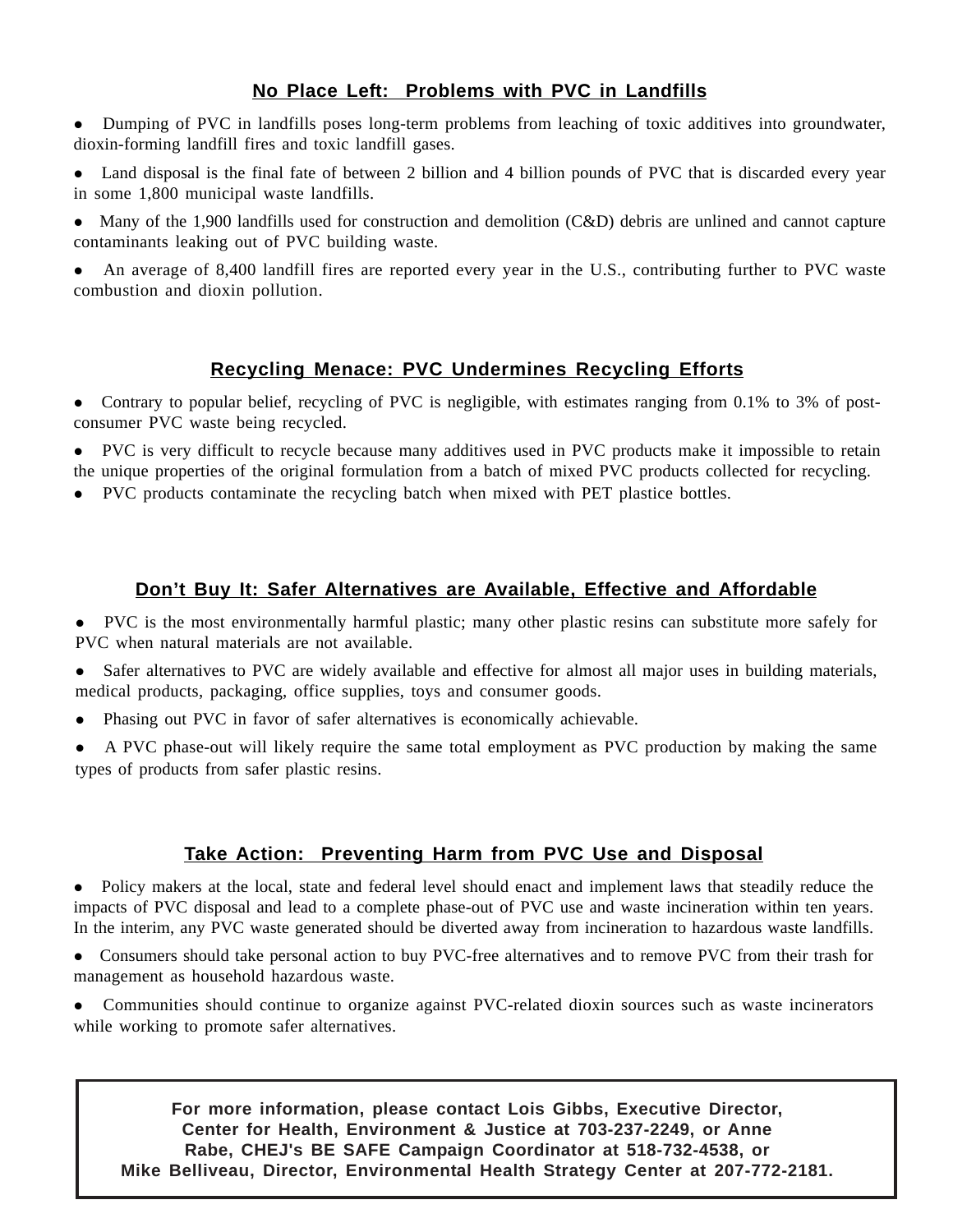## No Place Left: Problems with PVC in Landfills

- Dumping of PVC in landfills poses long-term problems from leaching of toxic additives into groundwater, dioxin-forming landfill fires and toxic landfill gases.
- Land disposal is the final fate of between 2 billion and 4 billion pounds of PVC that is discarded every year in some 1,800 municipal waste landfills.
- Many of the 1,900 landfills used for construction and demolition (C&D) debris are unlined and cannot capture contaminants leaking out of PVC building waste.
- An average of 8,400 landfill fires are reported every year in the U.S., contributing further to PVC waste combustion and dioxin pollution.

## Recycling Menace: PVC Undermines Recycling Efforts

- Contrary to popular belief, recycling of PVC is negligible, with estimates ranging from 0.1% to 3% of post-consumer PVC waste being recycled.
- PVC is very difficult to recycle because many additives used in PVC products make it impossible to retain the unique properties of the original formulation from a batch of mixed PVC products collected for recycling.
- PVC products contaminate the recycling batch when mixed with PET plastice bottles.

## Don't Buy It: Safer Alternatives are Available, Effective and Affordable

- PVC is the most environmentally harmful plastic; many other plastic resins can substitute more safely for PVC when natural materials are not available.
- Safer alternatives to PVC are widely available and effective for almost all major uses in building materials, medical products, packaging, office supplies, toys and consumer goods.
- Phasing out PVC in favor of safer alternatives is economically achievable.
- A PVC phase-out will likely require the same total employment as PVC production by making the same types of products from safer plastic resins.

## Take Action: Preventing Harm from PVC Use and Disposal

- Policy makers at the local, state and federal level should enact and implement laws that steadily reduce the impacts of PVC disposal and lead to a complete phase-out of PVC use and waste incineration within ten years. In the interim, any PVC waste generated should be diverted away from incineration to hazardous waste landfills.
- Consumers should take personal action to buy PVC-free alternatives and to remove PVC from their trash for management as household hazardous waste.
- Communities should continue to organize against PVC-related dioxin sources such as waste incinerators while working to promote safer alternatives.

**For more information, please contact Lois Gibbs, Executive Director, Center for Health, Environment & Justice at 703-237-2249, or Anne Rabe, CHEJ's BE SAFE Campaign Coordinator at 518-732-4538, or Mike Belliveau, Director, Environmental Health Strategy Center at 207-772-2181.**